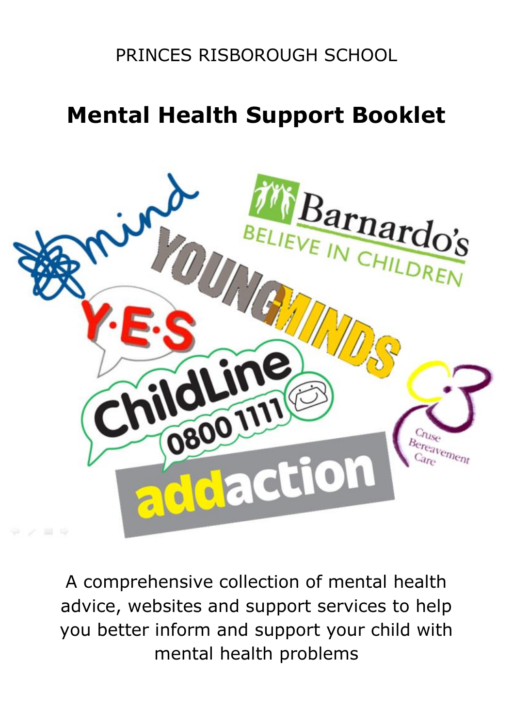PRINCES RISBOROUGH SCHOOL

# Mental Health Support Booklet

A comprehensive collection of mental health advice, websites and support services to help you better inform and support your child with mental health problems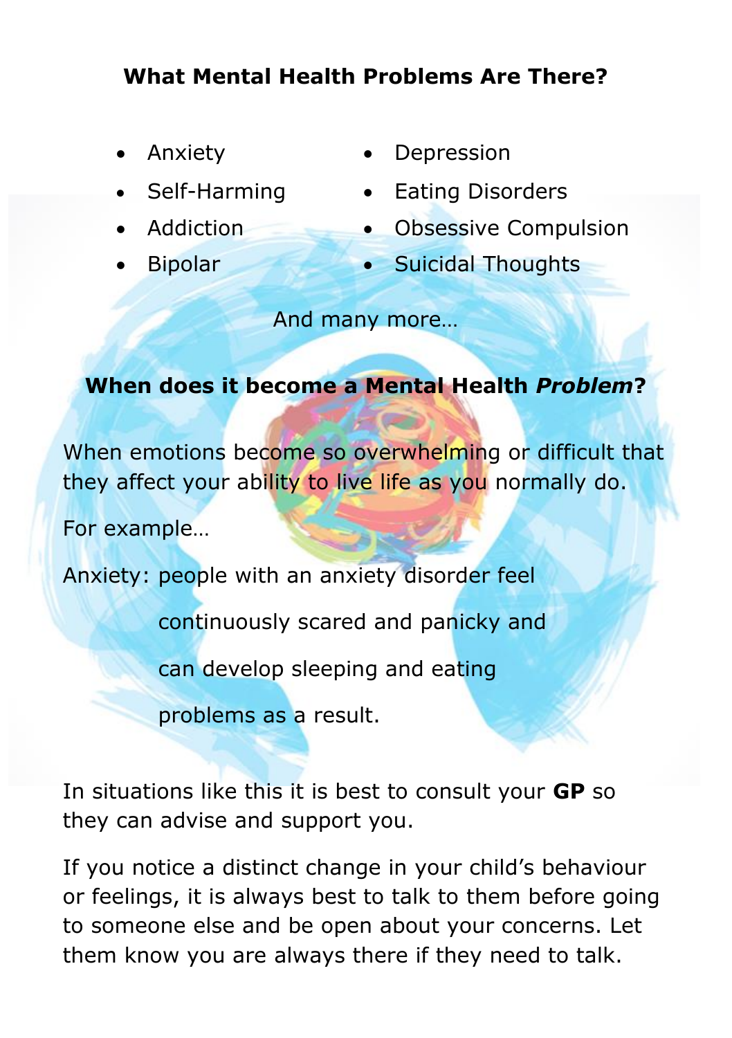## What Mental Health Problems Are There?

- Anxiety
- Self-Harming
- Addiction
- Bipolar
- Depression
- Eating Disorders
- Obsessive Compulsion
- Suicidal Thoughts

And many more…

## When does it become a Mental Health *Problem*?

When emotions become so overwhelming or difficult that they affect your ability to live life as you normally do.

For example…

Anxiety: people with an anxiety disorder feel continuously scared and panicky and can develop sleeping and eating problems as a result.

In situations like this it is best to consult your **GP** so they can advise and support you.

If you notice a distinct change in your child's behaviour or feelings, it is always best to talk to them before going to someone else and be open about your concerns. Let them know you are always there if they need to talk.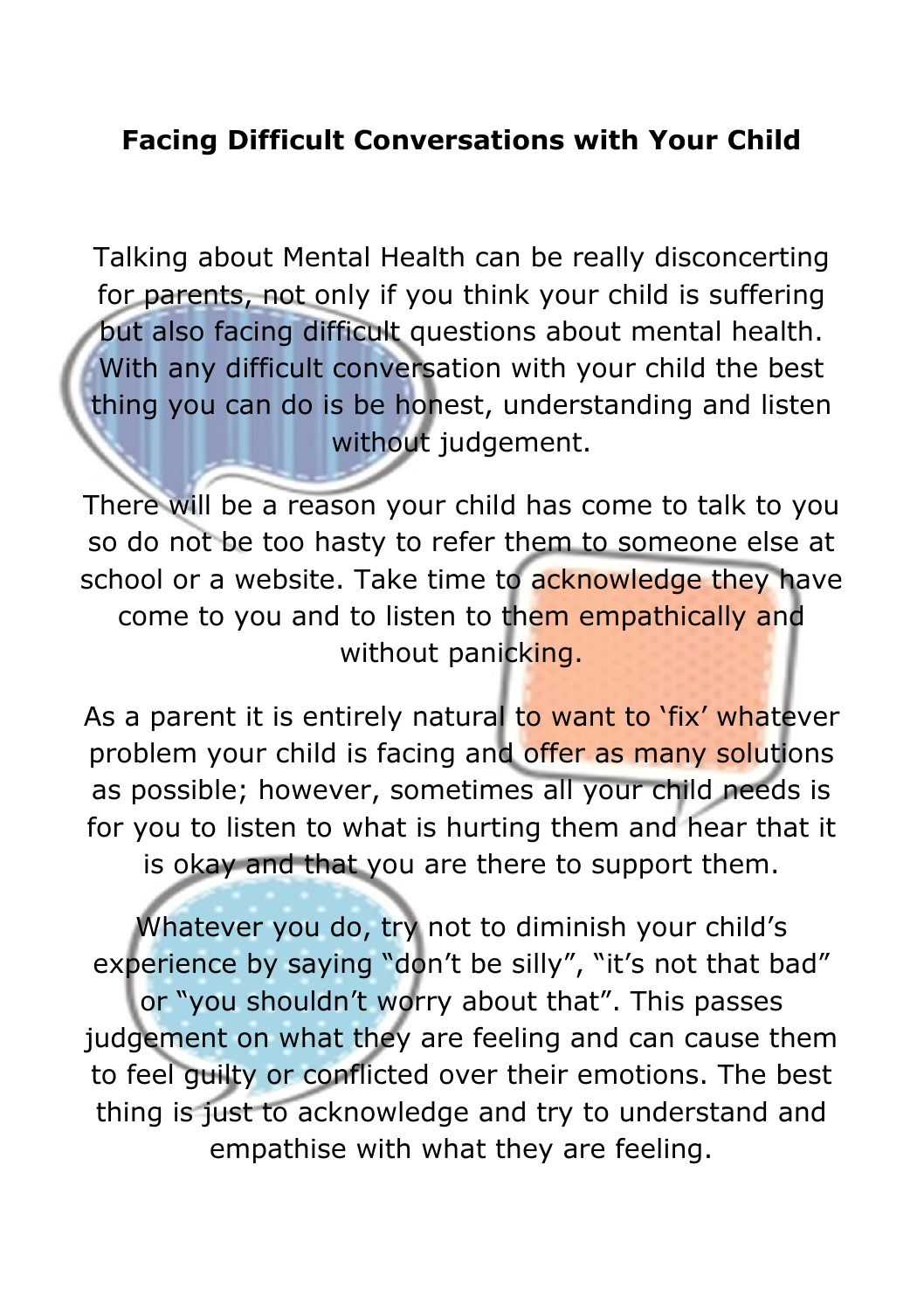# Facing Difficult Conversations with Your Child

Talking about Mental Health can be really disconcerting for parents, not only if you think your child is suffering but also facing difficult questions about mental health. With any difficult conversation with your child the best thing you can do is be honest, understanding and listen without judgement.

There will be a reason your child has come to talk to you so do not be too hasty to refer them to someone else at school or a website. Take time to acknowledge they have come to you and to listen to them empathically and without panicking.

As a parent it is entirely natural to want to 'fix' whatever problem your child is facing and offer as many solutions as possible; however, sometimes all your child needs is for you to listen to what is hurting them and hear that it is okay and that you are there to support them.

Whatever you do, try not to diminish your child's experience by saying "don't be silly", "it's not that bad" or "you shouldn't worry about that". This passes judgement on what they are feeling and can cause them to feel guilty or conflicted over their emotions. The best thing is just to acknowledge and try to understand and empathise with what they are feeling.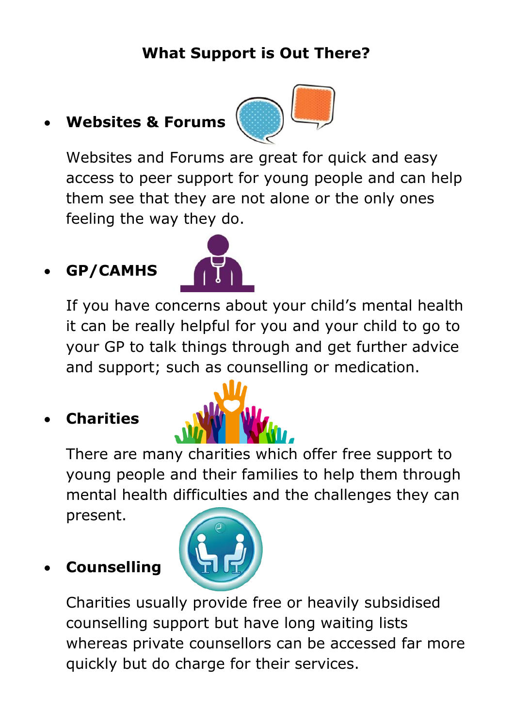# What Support is Out There?

- **Websites & Forums**

  Websites and Forums are great for quick and easy access to peer support for young people and can help them see that they are not alone or the only ones feeling the way they do.

- **GP/CAMHS**

  If you have concerns about your child's mental health it can be really helpful for you and your child to go to your GP to talk things through and get further advice and support; such as counselling or medication.

- **Charities**

  There are many charities which offer free support to young people and their families to help them through mental health difficulties and the challenges they can present.

- **Counselling**

  Charities usually provide free or heavily subsidised counselling support but have long waiting lists whereas private counsellors can be accessed far more quickly but do charge for their services.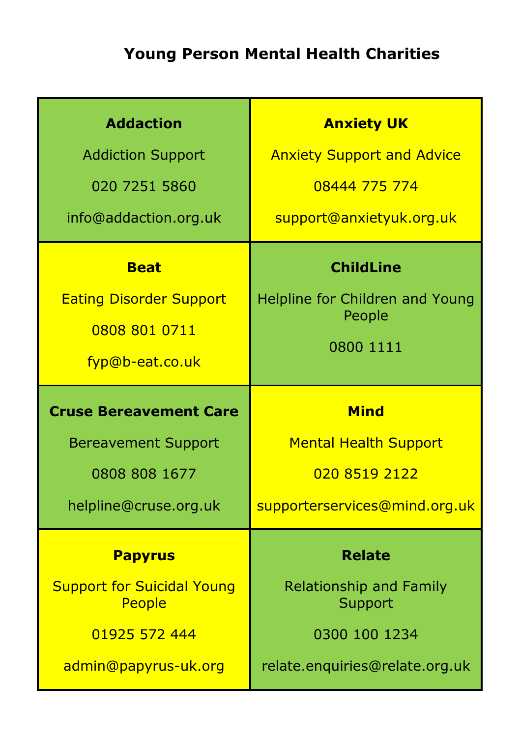# Young Person Mental Health Charities

| | |
|---|---|
| **Addaction**<br>Addiction Support<br>020 7251 5860<br>info@addaction.org.uk | **Anxiety UK**<br>Anxiety Support and Advice<br>08444 775 774<br>support@anxietyuk.org.uk |
| **Beat**<br>Eating Disorder Support<br>0808 801 0711<br>fyp@b-eat.co.uk | **ChildLine**<br>Helpline for Children and Young People<br>0800 1111 |
| **Cruse Bereavement Care**<br>Bereavement Support<br>0808 808 1677<br>helpline@cruse.org.uk | **Mind**<br>Mental Health Support<br>020 8519 2122<br>supporterservices@mind.org.uk |
| **Papyrus**<br>Support for Suicidal Young People<br>01925 572 444<br>admin@papyrus-uk.org | **Relate**<br>Relationship and Family Support<br>0300 100 1234<br>relate.enquiries@relate.org.uk |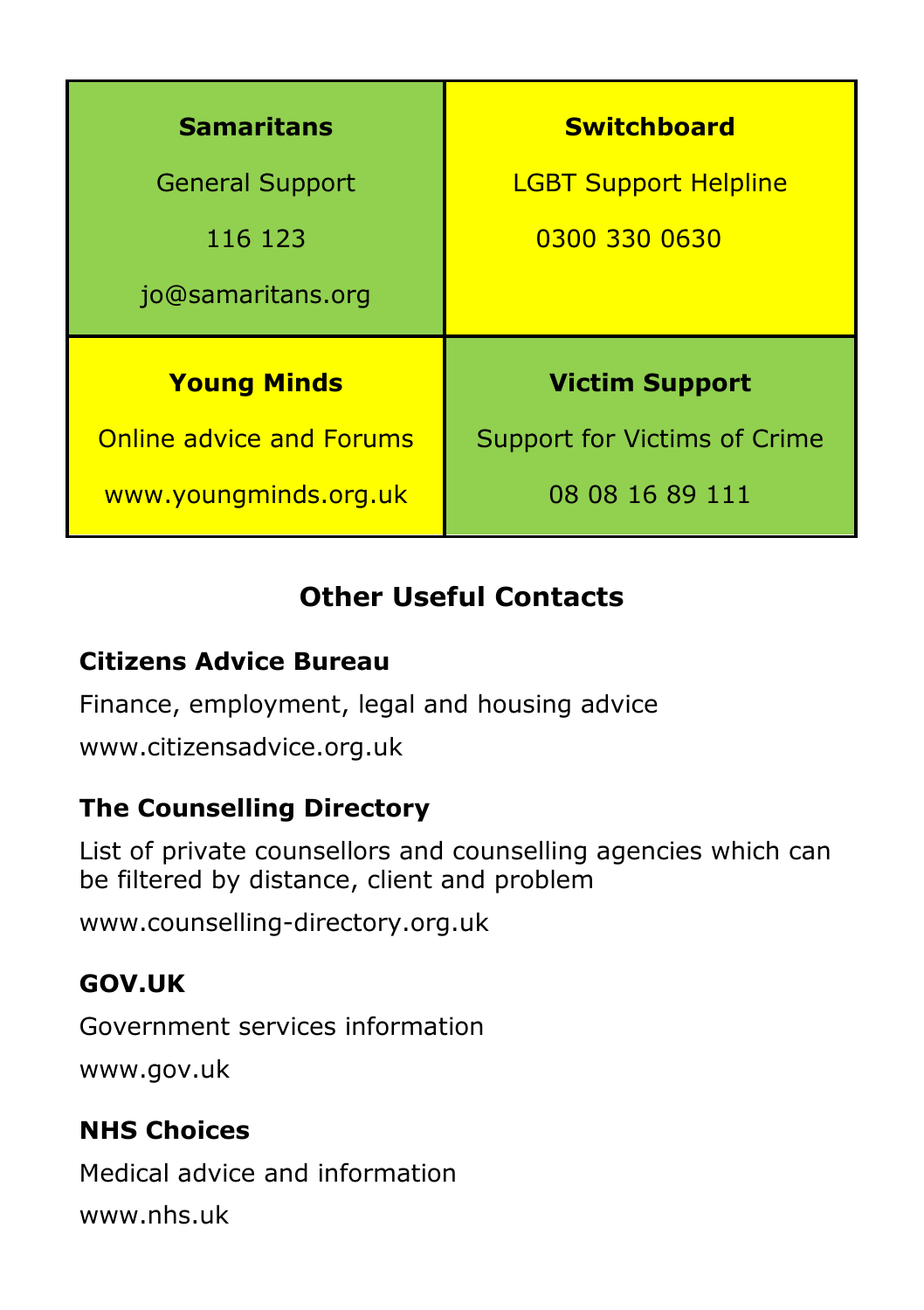| **Samaritans**<br>General Support<br>116 123<br>jo@samaritans.org | **Switchboard**<br>LGBT Support Helpline<br>0300 330 0630 |
| --- | --- |
| **Young Minds**<br>Online advice and Forums<br>www.youngminds.org.uk | **Victim Support**<br>Support for Victims of Crime<br>08 08 16 89 111 |

## Other Useful Contacts

**Citizens Advice Bureau**

Finance, employment, legal and housing advice

www.citizensadvice.org.uk

**The Counselling Directory**

List of private counsellors and counselling agencies which can be filtered by distance, client and problem

www.counselling-directory.org.uk

**GOV.UK**

Government services information

www.gov.uk

**NHS Choices**

Medical advice and information

www.nhs.uk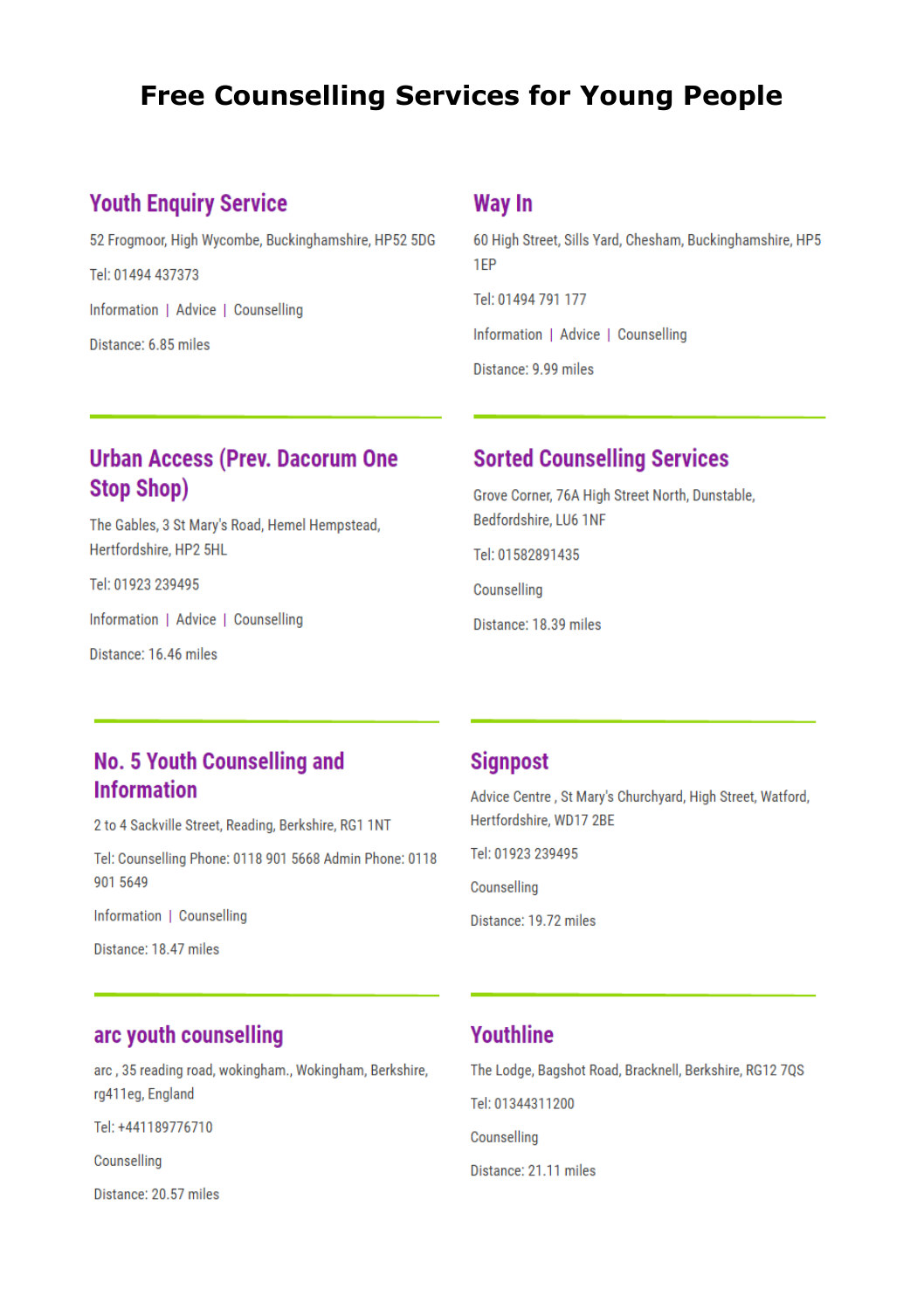# Free Counselling Services for Young People

## Youth Enquiry Service

52 Frogmoor, High Wycombe, Buckinghamshire, HP52 5DG

Tel: 01494 437373

Information | Advice | Counselling

Distance: 6.85 miles

## Way In

60 High Street, Sills Yard, Chesham, Buckinghamshire, HP5 1EP

Tel: 01494 791 177

Information | Advice | Counselling

Distance: 9.99 miles

## Urban Access (Prev. Dacorum One Stop Shop)

The Gables, 3 St Mary's Road, Hemel Hempstead, Hertfordshire, HP2 5HL

Tel: 01923 239495

Information | Advice | Counselling

Distance: 16.46 miles

## Sorted Counselling Services

Grove Corner, 76A High Street North, Dunstable, Bedfordshire, LU6 1NF

Tel: 01582891435

Counselling

Distance: 18.39 miles

## No. 5 Youth Counselling and Information

2 to 4 Sackville Street, Reading, Berkshire, RG1 1NT

Tel: Counselling Phone: 0118 901 5668 Admin Phone: 0118 901 5649

Information | Counselling

Distance: 18.47 miles

## Signpost

Advice Centre , St Mary's Churchyard, High Street, Watford, Hertfordshire, WD17 2BE

Tel: 01923 239495

Counselling

Distance: 19.72 miles

## arc youth counselling

arc , 35 reading road, wokingham., Wokingham, Berkshire, rg411eg, England

Tel: +441189776710

Counselling

Distance: 20.57 miles

## Youthline

The Lodge, Bagshot Road, Bracknell, Berkshire, RG12 7QS

Tel: 01344311200

Counselling

Distance: 21.11 miles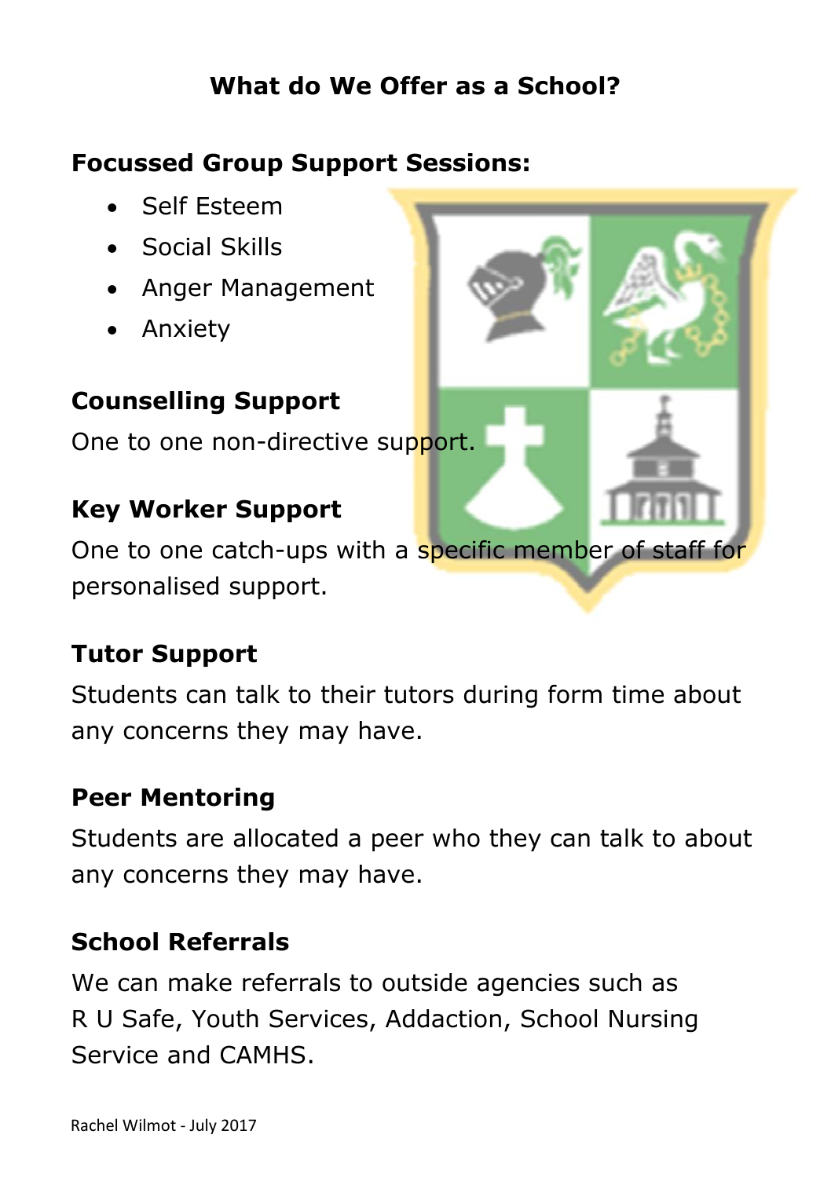# What do We Offer as a School?

## Focussed Group Support Sessions:

- Self Esteem
- Social Skills
- Anger Management
- Anxiety

## Counselling Support

One to one non-directive support.

## Key Worker Support

One to one catch-ups with a specific member of staff for personalised support.

## Tutor Support

Students can talk to their tutors during form time about any concerns they may have.

## Peer Mentoring

Students are allocated a peer who they can talk to about any concerns they may have.

## School Referrals

We can make referrals to outside agencies such as R U Safe, Youth Services, Addaction, School Nursing Service and CAMHS.

Rachel Wilmot - July 2017